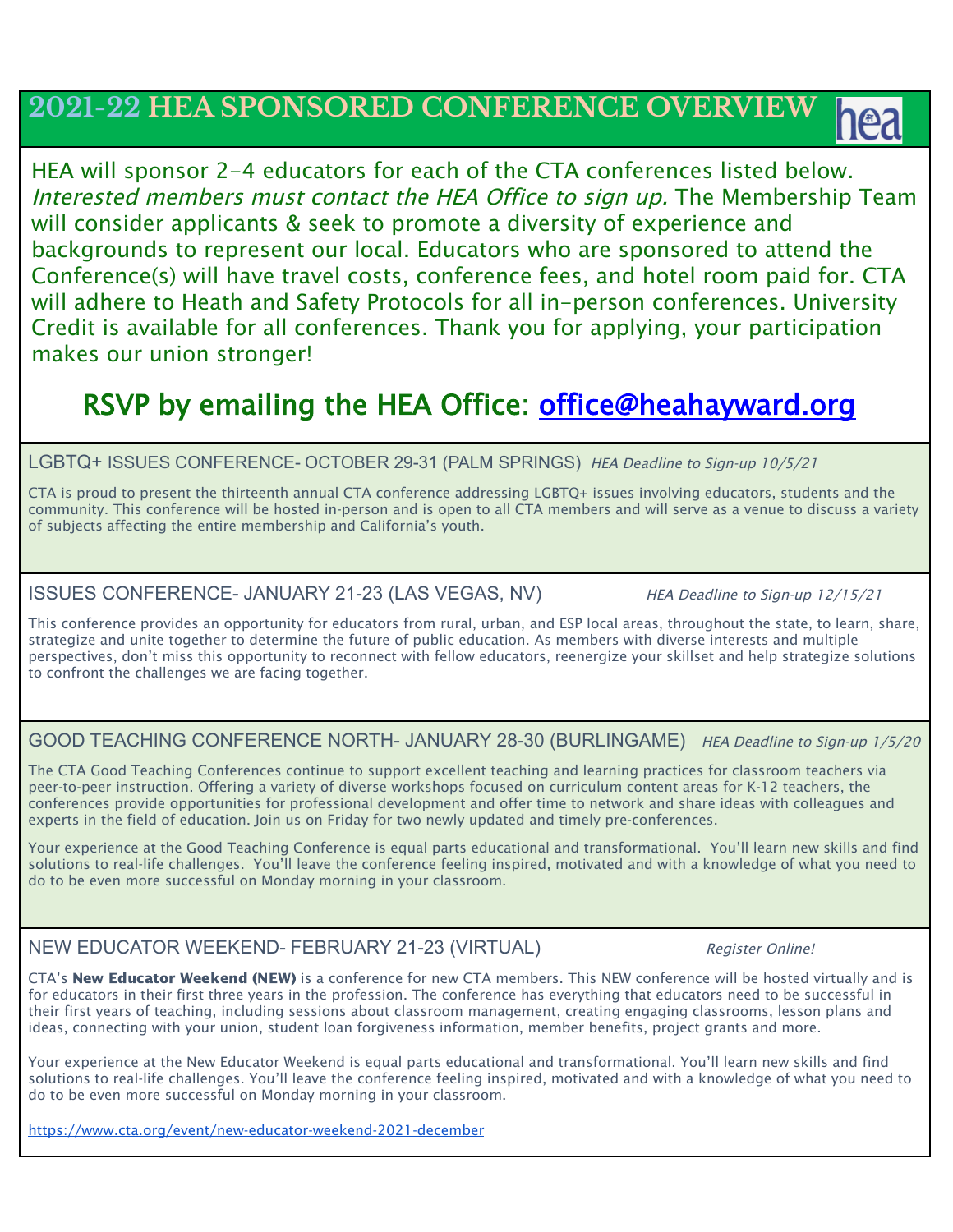# 2021-22 HEA SPONSORED CONFERENCE OVERVIEW

HEA will sponsor 2-4 educators for each of the CTA conferences listed below. *Interested members must contact the HEA Office to sign up.* The Membership Team will consider applicants & seek to promote a diversity of experience and backgrounds to represent our local. Educators who are sponsored to attend the Conference(s) will have travel costs, conference fees, and hotel room paid for. CTA will adhere to Heath and Safety Protocols for all in-person conferences. University Credit is available for all conferences. Thank you for applying, your participation makes our union stronger!

## RSVP by emailing the HEA Office: office@heahayward.org

### LGBTQ+ ISSUES CONFERENCE- OCTOBER 29-31 (PALM SPRINGS) *HEA Deadline to Sign-up 10/5/21*

CTA is proud to present the thirteenth annual CTA conference addressing LGBTQ+ issues involving educators, students and the community. This conference will be hosted in-person and is open to all CTA members and will serve as a venue to discuss a variety of subjects affecting the entire membership and California's youth.

### ISSUES CONFERENCE- JANUARY 21-23 (LAS VEGAS, NV) *HEA Deadline to Sign-up 12/15/21*

This conference provides an opportunity for educators from rural, urban, and ESP local areas, throughout the state, to learn, share, strategize and unite together to determine the future of public education. As members with diverse interests and multiple perspectives, don't miss this opportunity to reconnect with fellow educators, reenergize your skillset and help strategize solutions to confront the challenges we are facing together.

### GOOD TEACHING CONFERENCE NORTH- JANUARY 28-30 (BURLINGAME) *HEA Deadline to Sign-up 1/5/20*

The CTA Good Teaching Conferences continue to support excellent teaching and learning practices for classroom teachers via peer-to-peer instruction. Offering a variety of diverse workshops focused on curriculum content areas for K-12 teachers, the conferences provide opportunities for professional development and offer time to network and share ideas with colleagues and experts in the field of education. Join us on Friday for two newly updated and timely pre-conferences.

Your experience at the Good Teaching Conference is equal parts educational and transformational. You'll learn new skills and find solutions to real-life challenges. You'll leave the conference feeling inspired, motivated and with a knowledge of what you need to do to be even more successful on Monday morning in your classroom.

### NEW EDUCATOR WEEKEND- FEBRUARY 21-23 (VIRTUAL) *Register Online!*

CTA's **New Educator Weekend (NEW)** is a conference for new CTA members. This NEW conference will be hosted virtually and is for educators in their first three years in the profession. The conference has everything that educators need to be successful in their first years of teaching, including sessions about classroom management, creating engaging classrooms, lesson plans and ideas, connecting with your union, student loan forgiveness information, member benefits, project grants and more.

Your experience at the New Educator Weekend is equal parts educational and transformational. You'll learn new skills and find solutions to real-life challenges. You'll leave the conference feeling inspired, motivated and with a knowledge of what you need to do to be even more successful on Monday morning in your classroom.

https://www.cta.org/event/new-educator-weekend-2021-december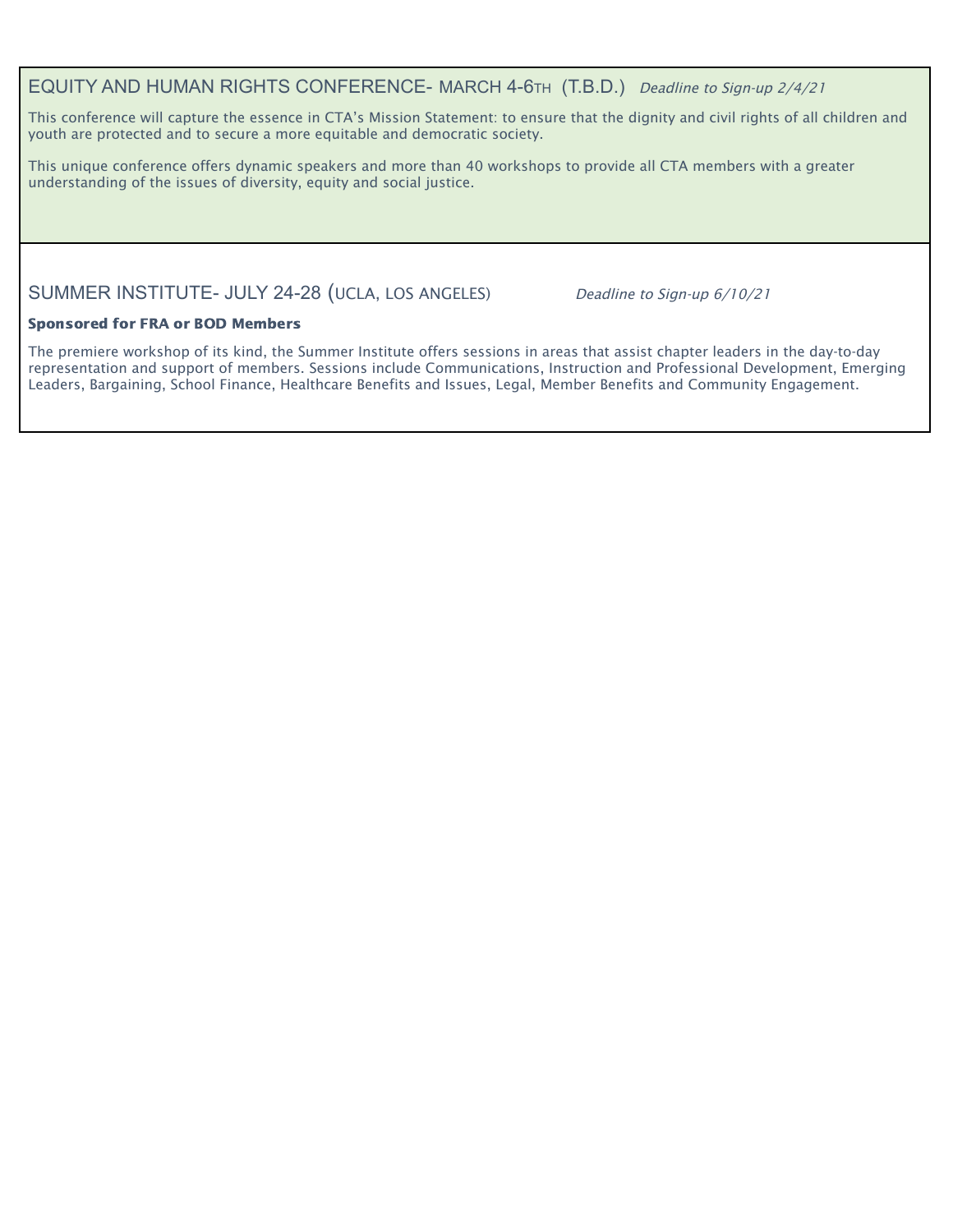## EQUITY AND HUMAN RIGHTS CONFERENCE- MARCH 4-6TH (T.B.D.) *Deadline to Sign-up 2/4/21*

This conference will capture the essence in CTA's Mission Statement: to ensure that the dignity and civil rights of all children and youth are protected and to secure a more equitable and democratic society.

This unique conference offers dynamic speakers and more than 40 workshops to provide all CTA members with a greater understanding of the issues of diversity, equity and social justice.

## SUMMER INSTITUTE- JULY 24-28 (UCLA, LOS ANGELES) *Deadline to Sign-up 6/10/21*

**Sponsored for FRA or BOD Members**

The premiere workshop of its kind, the Summer Institute offers sessions in areas that assist chapter leaders in the day-to-day representation and support of members. Sessions include Communications, Instruction and Professional Development, Emerging Leaders, Bargaining, School Finance, Healthcare Benefits and Issues, Legal, Member Benefits and Community Engagement.